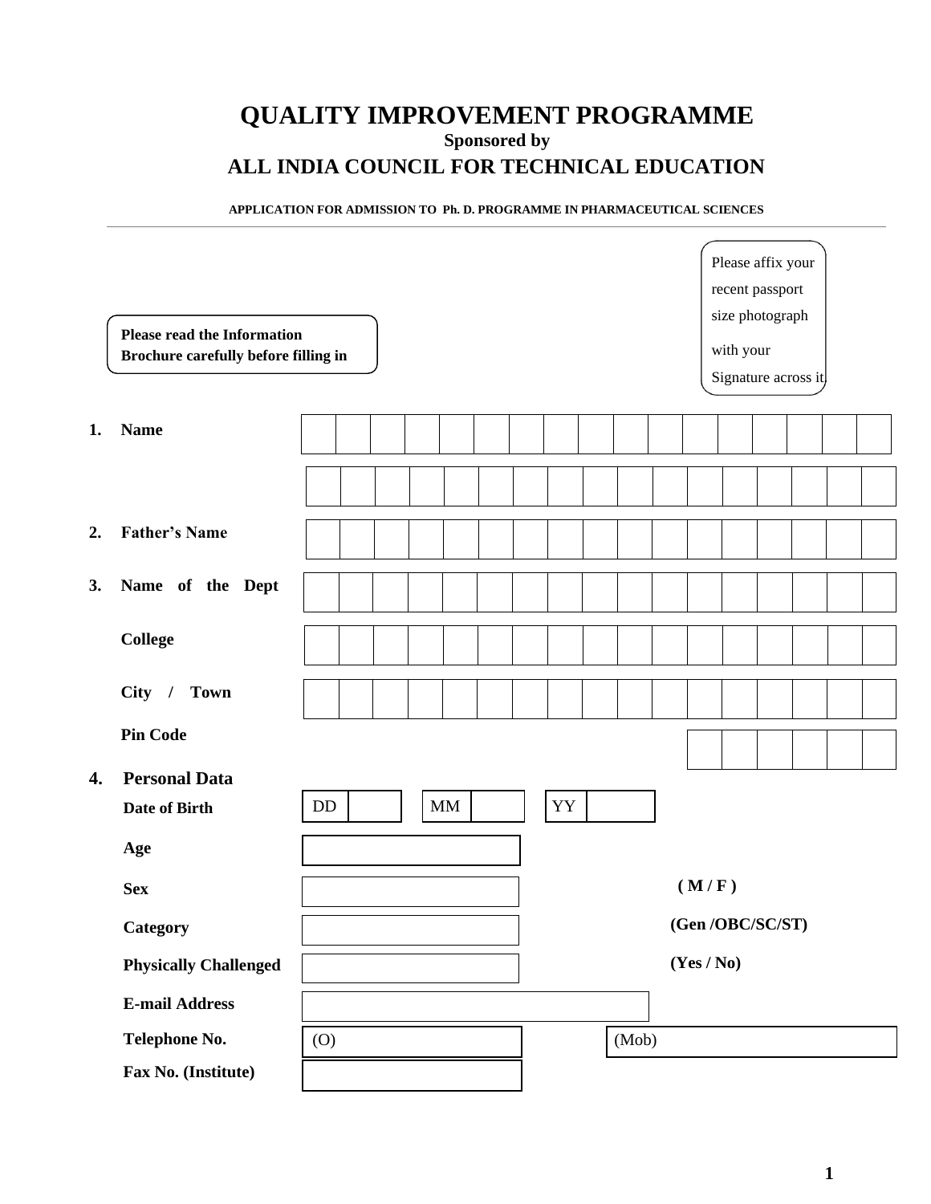# QUALITY IMPROVEMENT PROGRAMME

**Sponsored by**

## ALL INDIA COUNCIL FOR TECHNICAL EDUCATION

**APPLICATION FOR ADMISSION TO Ph. D. PROGRAMME IN PHARMACEUTICAL SCIENCES**

---

Please affix your recent passport size photograph with your Signature across it

**Please read the Information Brochure carefully before filling in**

1. **Name** ____________________

   ____________________

2. **Father's Name** ____________________

3. **Name of the Dept** ____________________

   **College** ____________________

   **City / Town** ____________________

   **Pin Code** ____________________

4. **Personal Data**

   **Date of Birth** DD ____ MM ____ YY ____

   **Age** ____________________

   **Sex** ____________________ **( M / F )**

   **Category** ____________________ **(Gen /OBC/SC/ST)**

   **Physically Challenged** ____________________ **(Yes / No)**

   **E-mail Address** ____________________

   **Telephone No.** (O) ____________________ (Mob) ____________________

   **Fax No. (Institute)** ____________________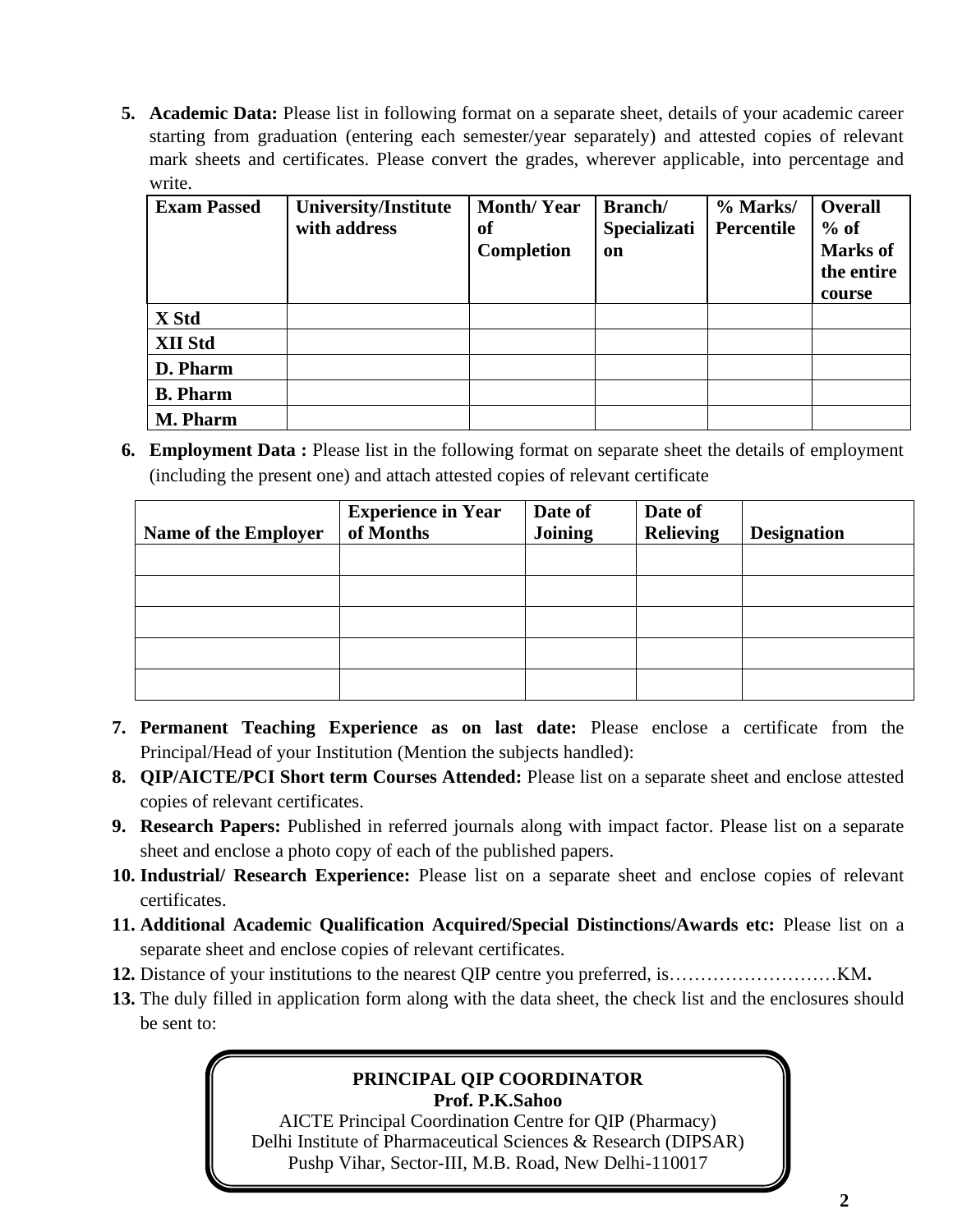5. **Academic Data:** Please list in following format on a separate sheet, details of your academic career starting from graduation (entering each semester/year separately) and attested copies of relevant mark sheets and certificates. Please convert the grades, wherever applicable, into percentage and write.

| Exam Passed | University/Institute with address | Month/ Year of Completion | Branch/ Specialization | % Marks/ Percentile | Overall % of Marks of the entire course |
|---|---|---|---|---|---|
| **X Std** | | | | | |
| **XII Std** | | | | | |
| **D. Pharm** | | | | | |
| **B. Pharm** | | | | | |
| **M. Pharm** | | | | | |

6. **Employment Data :** Please list in the following format on separate sheet the details of employment (including the present one) and attach attested copies of relevant certificate

| Name of the Employer | Experience in Year of Months | Date of Joining | Date of Relieving | Designation |
|---|---|---|---|---|
| | | | | |
| | | | | |
| | | | | |
| | | | | |
| | | | | |

7. **Permanent Teaching Experience as on last date:** Please enclose a certificate from the Principal/Head of your Institution (Mention the subjects handled):
8. **QIP/AICTE/PCI Short term Courses Attended:** Please list on a separate sheet and enclose attested copies of relevant certificates.
9. **Research Papers:** Published in referred journals along with impact factor. Please list on a separate sheet and enclose a photo copy of each of the published papers.
10. **Industrial/ Research Experience:** Please list on a separate sheet and enclose copies of relevant certificates.
11. **Additional Academic Qualification Acquired/Special Distinctions/Awards etc:** Please list on a separate sheet and enclose copies of relevant certificates.
12. Distance of your institutions to the nearest QIP centre you preferred, is………………………KM**.**
13. The duly filled in application form along with the data sheet, the check list and the enclosures should be sent to:

**PRINCIPAL QIP COORDINATOR**
**Prof. P.K.Sahoo**
AICTE Principal Coordination Centre for QIP (Pharmacy)
Delhi Institute of Pharmaceutical Sciences & Research (DIPSAR)
Pushp Vihar, Sector-III, M.B. Road, New Delhi-110017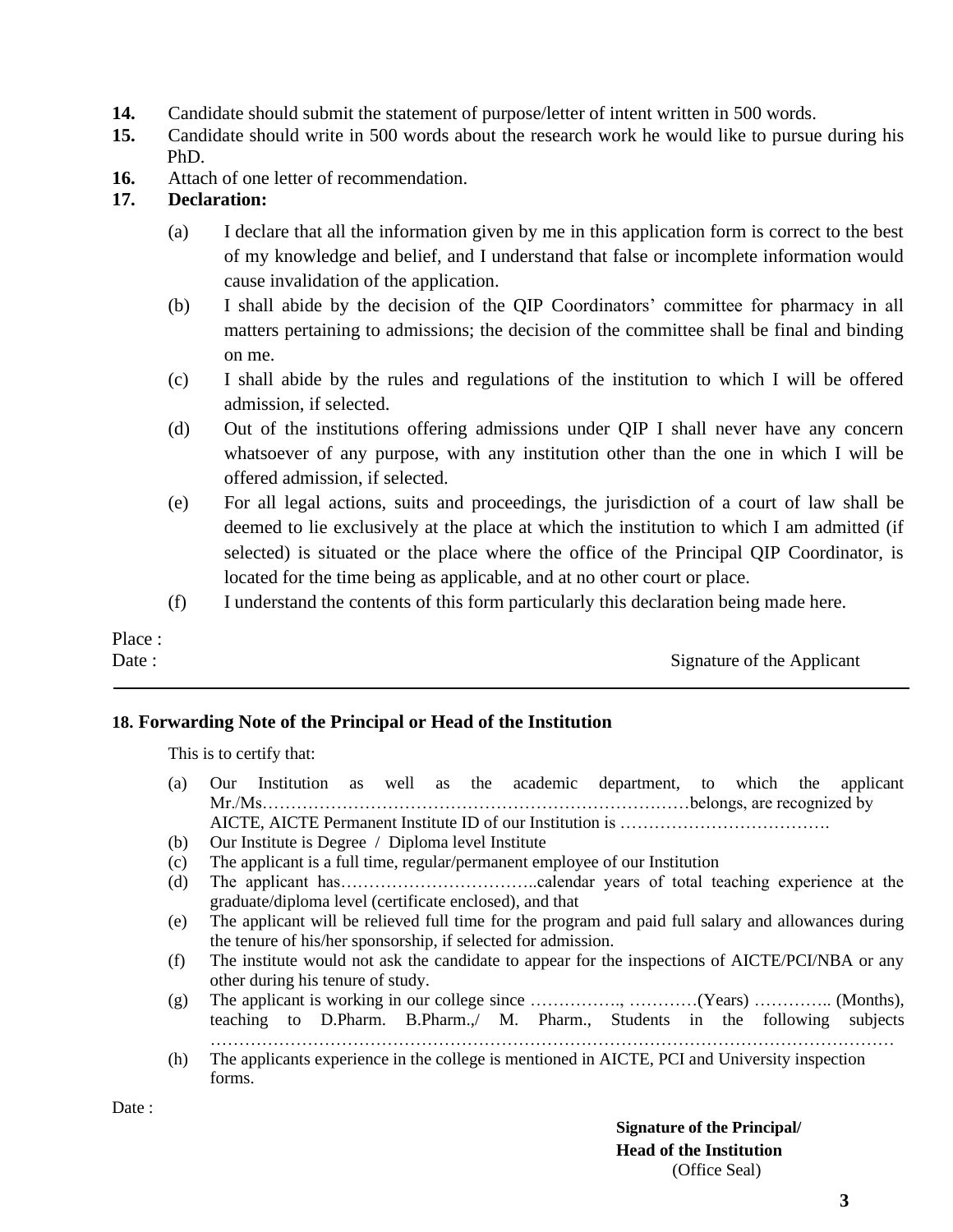**14.** Candidate should submit the statement of purpose/letter of intent written in 500 words.

**15.** Candidate should write in 500 words about the research work he would like to pursue during his PhD.

**16.** Attach of one letter of recommendation.

**17. Declaration:**

(a) I declare that all the information given by me in this application form is correct to the best of my knowledge and belief, and I understand that false or incomplete information would cause invalidation of the application.

(b) I shall abide by the decision of the QIP Coordinators' committee for pharmacy in all matters pertaining to admissions; the decision of the committee shall be final and binding on me.

(c) I shall abide by the rules and regulations of the institution to which I will be offered admission, if selected.

(d) Out of the institutions offering admissions under QIP I shall never have any concern whatsoever of any purpose, with any institution other than the one in which I will be offered admission, if selected.

(e) For all legal actions, suits and proceedings, the jurisdiction of a court of law shall be deemed to lie exclusively at the place at which the institution to which I am admitted (if selected) is situated or the place where the office of the Principal QIP Coordinator, is located for the time being as applicable, and at no other court or place.

(f) I understand the contents of this form particularly this declaration being made here.

Place :

Date : Signature of the Applicant

---

**18. Forwarding Note of the Principal or Head of the Institution**

This is to certify that:

(a) Our Institution as well as the academic department, to which the applicant Mr./Ms…………………………………………………………………belongs, are recognized by AICTE, AICTE Permanent Institute ID of our Institution is ……………………………….

(b) Our Institute is Degree / Diploma level Institute

(c) The applicant is a full time, regular/permanent employee of our Institution

(d) The applicant has……………………………..calendar years of total teaching experience at the graduate/diploma level (certificate enclosed), and that

(e) The applicant will be relieved full time for the program and paid full salary and allowances during the tenure of his/her sponsorship, if selected for admission.

(f) The institute would not ask the candidate to appear for the inspections of AICTE/PCI/NBA or any other during his tenure of study.

(g) The applicant is working in our college since ……………., …………(Years) ………….. (Months), teaching to D.Pharm. B.Pharm.,/ M. Pharm., Students in the following subjects ……………………………………………………………………………………………………

(h) The applicants experience in the college is mentioned in AICTE, PCI and University inspection forms.

Date :

**Signature of the Principal/**
**Head of the Institution**
(Office Seal)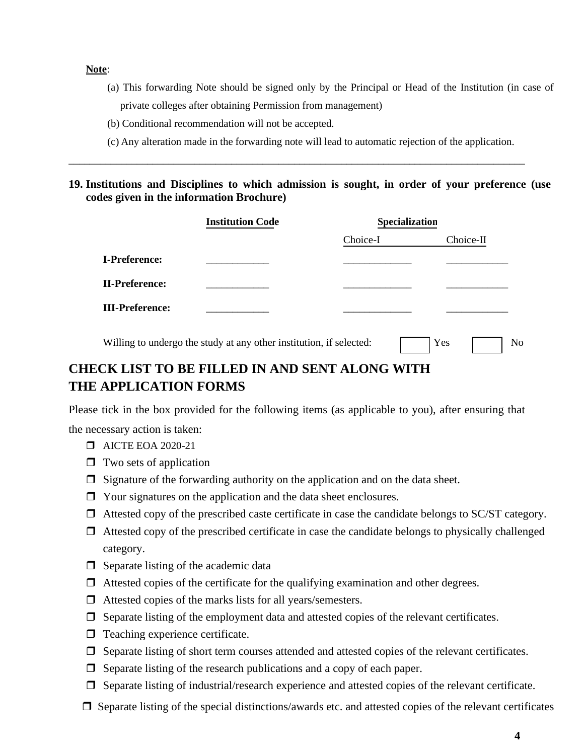**Note**:

(a) This forwarding Note should be signed only by the Principal or Head of the Institution (in case of private colleges after obtaining Permission from management)

(b) Conditional recommendation will not be accepted.

(c) Any alteration made in the forwarding note will lead to automatic rejection of the application.

---

**19. Institutions and Disciplines to which admission is sought, in order of your preference (use codes given in the information Brochure)**

| | Institution Code | Specialization | |
|---|---|---|---|
| | | Choice-I | Choice-II |
| **I-Preference:** | ____________ | _____________ | ____________ |
| **II-Preference:** | ____________ | _____________ | ____________ |
| **III-Preference:** | ____________ | _____________ | ____________ |

Willing to undergo the study at any other institution, if selected: ☐ Yes ☐ No

## CHECK LIST TO BE FILLED IN AND SENT ALONG WITH THE APPLICATION FORMS

Please tick in the box provided for the following items (as applicable to you), after ensuring that the necessary action is taken:

- ☐ AICTE EOA 2020-21
- ☐ Two sets of application
- ☐ Signature of the forwarding authority on the application and on the data sheet.
- ☐ Your signatures on the application and the data sheet enclosures.
- ☐ Attested copy of the prescribed caste certificate in case the candidate belongs to SC/ST category.
- ☐ Attested copy of the prescribed certificate in case the candidate belongs to physically challenged category.
- ☐ Separate listing of the academic data
- ☐ Attested copies of the certificate for the qualifying examination and other degrees.
- ☐ Attested copies of the marks lists for all years/semesters.
- ☐ Separate listing of the employment data and attested copies of the relevant certificates.
- ☐ Teaching experience certificate.
- ☐ Separate listing of short term courses attended and attested copies of the relevant certificates.
- ☐ Separate listing of the research publications and a copy of each paper.
- ☐ Separate listing of industrial/research experience and attested copies of the relevant certificate.
- ☐ Separate listing of the special distinctions/awards etc. and attested copies of the relevant certificates